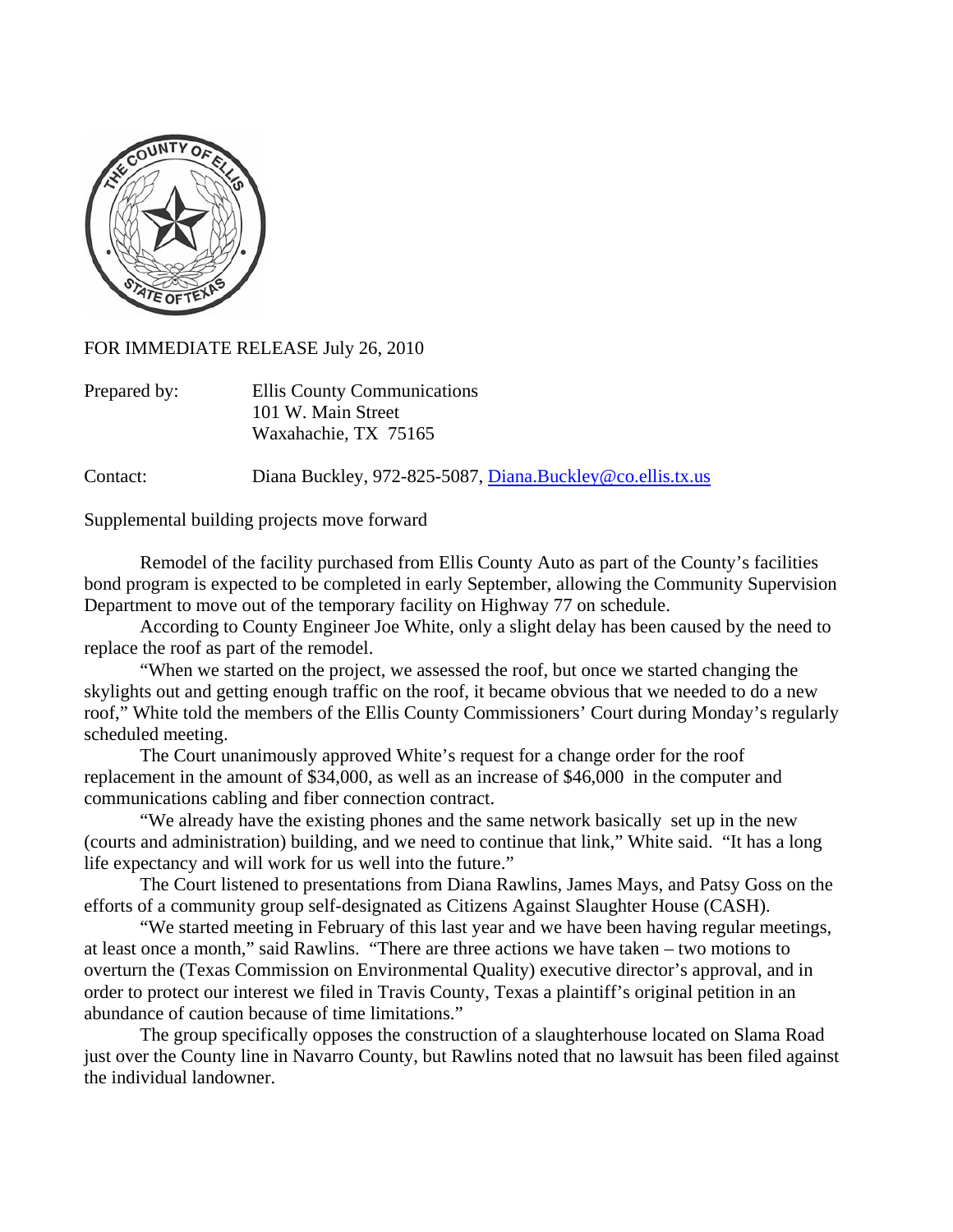FOR IMMEDIATE RELEASE July 26, 2010

Prepared by: Ellis County Communications
101 W. Main Street
Waxahachie, TX 75165

Contact: Diana Buckley, 972-825-5087, Diana.Buckley@co.ellis.tx.us

Supplemental building projects move forward

Remodel of the facility purchased from Ellis County Auto as part of the County's facilities bond program is expected to be completed in early September, allowing the Community Supervision Department to move out of the temporary facility on Highway 77 on schedule.

According to County Engineer Joe White, only a slight delay has been caused by the need to replace the roof as part of the remodel.

"When we started on the project, we assessed the roof, but once we started changing the skylights out and getting enough traffic on the roof, it became obvious that we needed to do a new roof," White told the members of the Ellis County Commissioners' Court during Monday's regularly scheduled meeting.

The Court unanimously approved White's request for a change order for the roof replacement in the amount of $34,000, as well as an increase of $46,000 in the computer and communications cabling and fiber connection contract.

"We already have the existing phones and the same network basically set up in the new (courts and administration) building, and we need to continue that link," White said. "It has a long life expectancy and will work for us well into the future."

The Court listened to presentations from Diana Rawlins, James Mays, and Patsy Goss on the efforts of a community group self-designated as Citizens Against Slaughter House (CASH).

"We started meeting in February of this last year and we have been having regular meetings, at least once a month," said Rawlins. "There are three actions we have taken – two motions to overturn the (Texas Commission on Environmental Quality) executive director's approval, and in order to protect our interest we filed in Travis County, Texas a plaintiff's original petition in an abundance of caution because of time limitations."

The group specifically opposes the construction of a slaughterhouse located on Slama Road just over the County line in Navarro County, but Rawlins noted that no lawsuit has been filed against the individual landowner.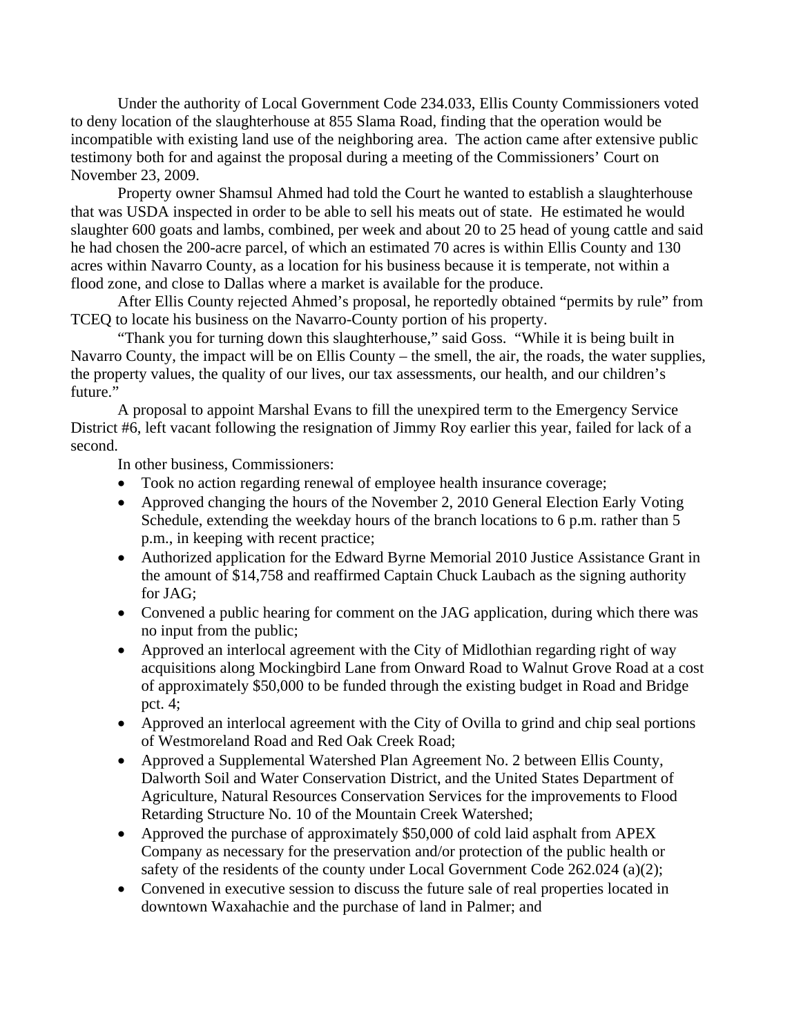Under the authority of Local Government Code 234.033, Ellis County Commissioners voted to deny location of the slaughterhouse at 855 Slama Road, finding that the operation would be incompatible with existing land use of the neighboring area. The action came after extensive public testimony both for and against the proposal during a meeting of the Commissioners' Court on November 23, 2009.

Property owner Shamsul Ahmed had told the Court he wanted to establish a slaughterhouse that was USDA inspected in order to be able to sell his meats out of state. He estimated he would slaughter 600 goats and lambs, combined, per week and about 20 to 25 head of young cattle and said he had chosen the 200-acre parcel, of which an estimated 70 acres is within Ellis County and 130 acres within Navarro County, as a location for his business because it is temperate, not within a flood zone, and close to Dallas where a market is available for the produce.

After Ellis County rejected Ahmed's proposal, he reportedly obtained "permits by rule" from TCEQ to locate his business on the Navarro-County portion of his property.

"Thank you for turning down this slaughterhouse," said Goss. "While it is being built in Navarro County, the impact will be on Ellis County – the smell, the air, the roads, the water supplies, the property values, the quality of our lives, our tax assessments, our health, and our children's future."

A proposal to appoint Marshal Evans to fill the unexpired term to the Emergency Service District #6, left vacant following the resignation of Jimmy Roy earlier this year, failed for lack of a second.

In other business, Commissioners:

- Took no action regarding renewal of employee health insurance coverage;
- Approved changing the hours of the November 2, 2010 General Election Early Voting Schedule, extending the weekday hours of the branch locations to 6 p.m. rather than 5 p.m., in keeping with recent practice;
- Authorized application for the Edward Byrne Memorial 2010 Justice Assistance Grant in the amount of $14,758 and reaffirmed Captain Chuck Laubach as the signing authority for JAG;
- Convened a public hearing for comment on the JAG application, during which there was no input from the public;
- Approved an interlocal agreement with the City of Midlothian regarding right of way acquisitions along Mockingbird Lane from Onward Road to Walnut Grove Road at a cost of approximately $50,000 to be funded through the existing budget in Road and Bridge pct. 4;
- Approved an interlocal agreement with the City of Ovilla to grind and chip seal portions of Westmoreland Road and Red Oak Creek Road;
- Approved a Supplemental Watershed Plan Agreement No. 2 between Ellis County, Dalworth Soil and Water Conservation District, and the United States Department of Agriculture, Natural Resources Conservation Services for the improvements to Flood Retarding Structure No. 10 of the Mountain Creek Watershed;
- Approved the purchase of approximately $50,000 of cold laid asphalt from APEX Company as necessary for the preservation and/or protection of the public health or safety of the residents of the county under Local Government Code 262.024 (a)(2);
- Convened in executive session to discuss the future sale of real properties located in downtown Waxahachie and the purchase of land in Palmer; and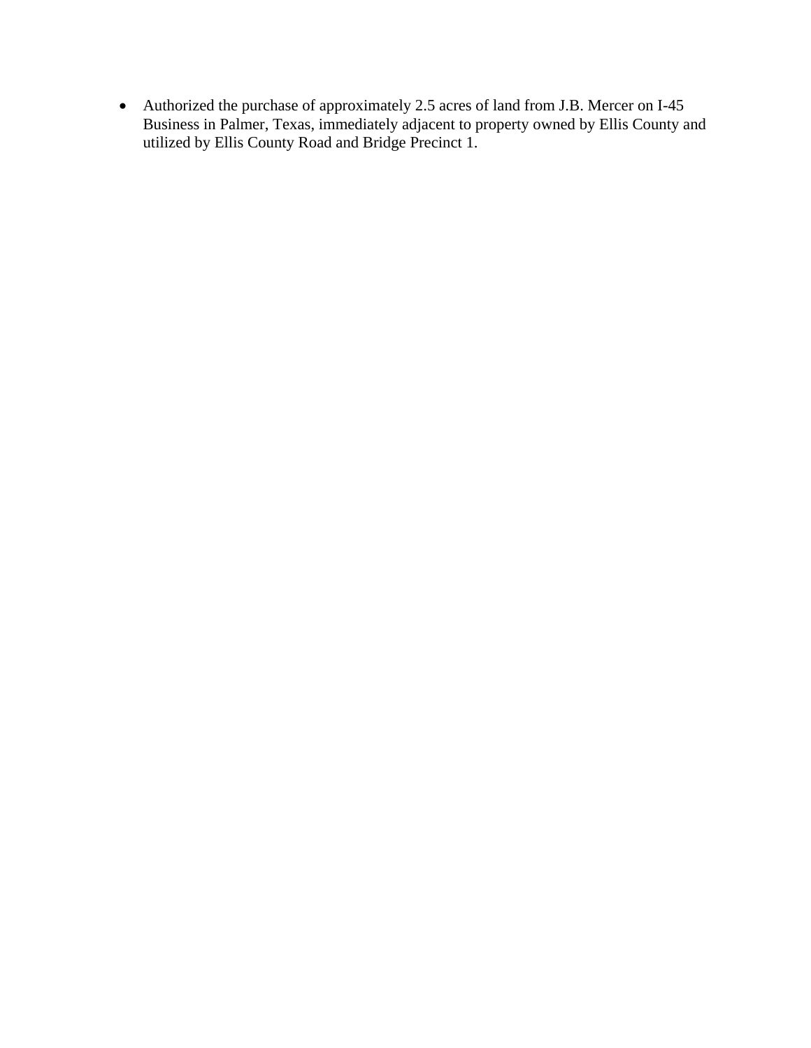- Authorized the purchase of approximately 2.5 acres of land from J.B. Mercer on I-45 Business in Palmer, Texas, immediately adjacent to property owned by Ellis County and utilized by Ellis County Road and Bridge Precinct 1.